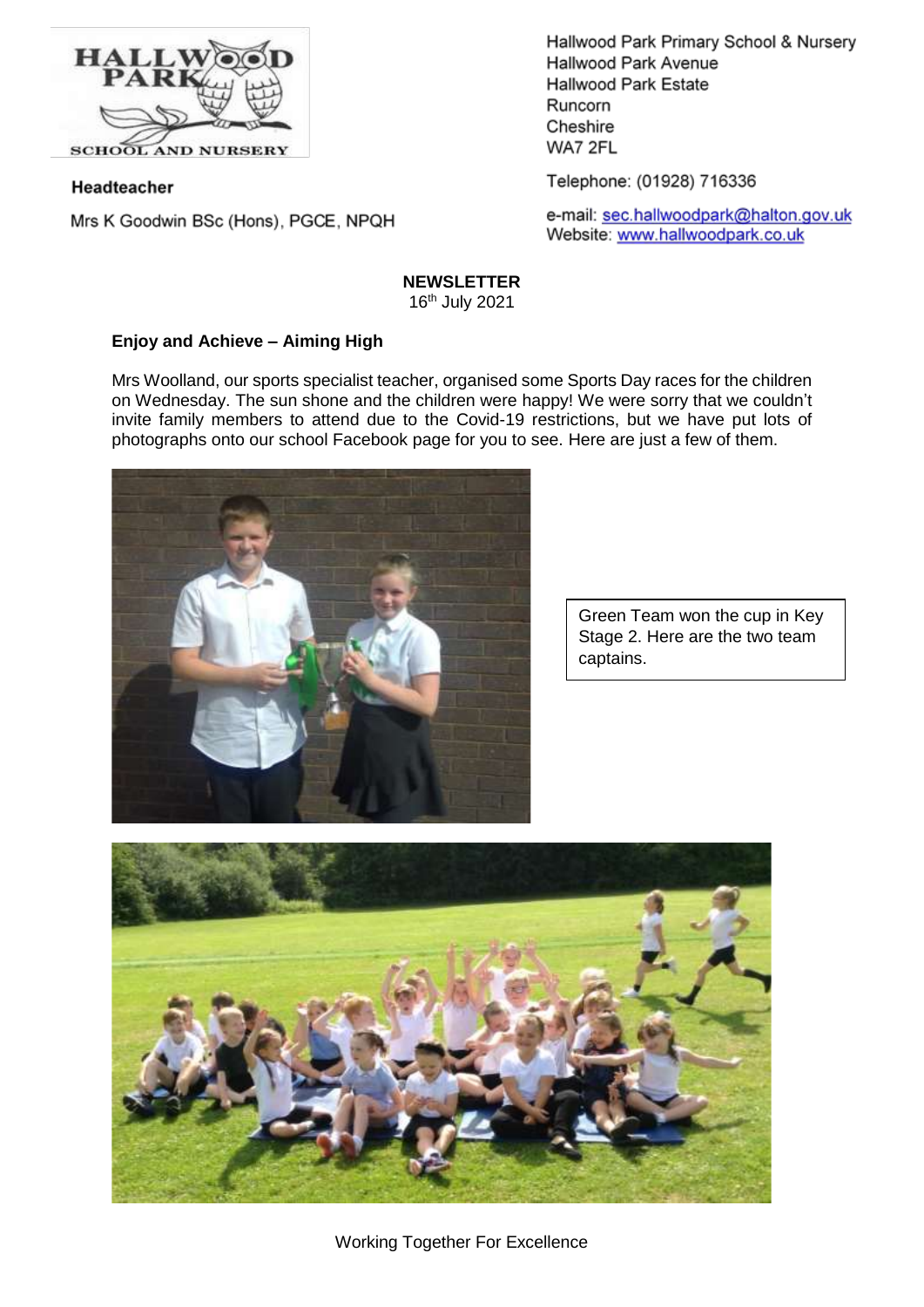Hallwood Park Primary School & Nursery
Hallwood Park Avenue
Hallwood Park Estate
Runcorn
Cheshire
WA7 2FL

Telephone: (01928) 716336

e-mail: sec.hallwoodpark@halton.gov.uk
Website: www.hallwoodpark.co.uk

**Headteacher**

Mrs K Goodwin BSc (Hons), PGCE, NPQH

**NEWSLETTER**

16th July 2021

**Enjoy and Achieve – Aiming High**

Mrs Woolland, our sports specialist teacher, organised some Sports Day races for the children on Wednesday. The sun shone and the children were happy! We were sorry that we couldn't invite family members to attend due to the Covid-19 restrictions, but we have put lots of photographs onto our school Facebook page for you to see. Here are just a few of them.

Green Team won the cup in Key Stage 2. Here are the two team captains.

Working Together For Excellence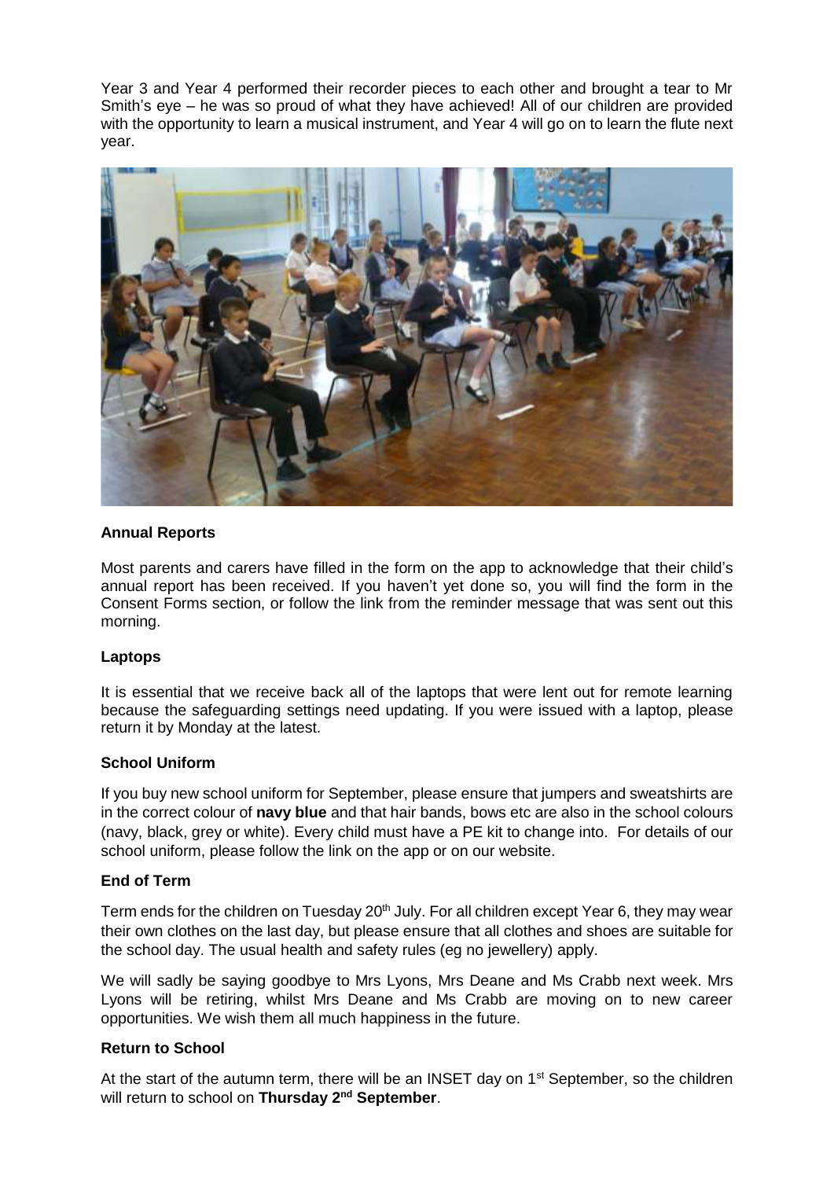Year 3 and Year 4 performed their recorder pieces to each other and brought a tear to Mr Smith's eye – he was so proud of what they have achieved! All of our children are provided with the opportunity to learn a musical instrument, and Year 4 will go on to learn the flute next year.

**Annual Reports**

Most parents and carers have filled in the form on the app to acknowledge that their child's annual report has been received. If you haven't yet done so, you will find the form in the Consent Forms section, or follow the link from the reminder message that was sent out this morning.

**Laptops**

It is essential that we receive back all of the laptops that were lent out for remote learning because the safeguarding settings need updating. If you were issued with a laptop, please return it by Monday at the latest.

**School Uniform**

If you buy new school uniform for September, please ensure that jumpers and sweatshirts are in the correct colour of **navy blue** and that hair bands, bows etc are also in the school colours (navy, black, grey or white). Every child must have a PE kit to change into. For details of our school uniform, please follow the link on the app or on our website.

**End of Term**

Term ends for the children on Tuesday 20th July. For all children except Year 6, they may wear their own clothes on the last day, but please ensure that all clothes and shoes are suitable for the school day. The usual health and safety rules (eg no jewellery) apply.

We will sadly be saying goodbye to Mrs Lyons, Mrs Deane and Ms Crabb next week. Mrs Lyons will be retiring, whilst Mrs Deane and Ms Crabb are moving on to new career opportunities. We wish them all much happiness in the future.

**Return to School**

At the start of the autumn term, there will be an INSET day on 1st September, so the children will return to school on **Thursday 2nd September**.